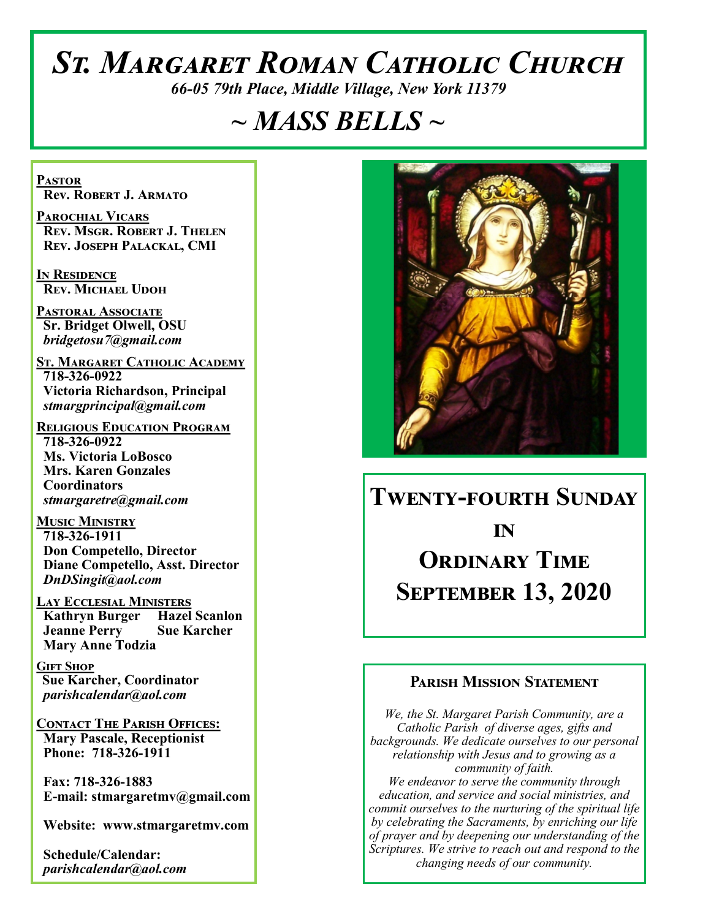# St. Margaret Roman Catholic Church

*66-05 79th Place, Middle Village, New York 11379*

# ~ MASS BELLS ~

**Pastor**
**Rev. Robert J. Armato**

**Parochial Vicars**
**Rev. Msgr. Robert J. Thelen**
**Rev. Joseph Palackal, CMI**

**In Residence**
**Rev. Michael Udoh**

**Pastoral Associate**
**Sr. Bridget Olwell, OSU**
*bridgetosu7@gmail.com*

**St. Margaret Catholic Academy**
**718-326-0922**
**Victoria Richardson, Principal**
*stmargprincipal@gmail.com*

**Religious Education Program**
**718-326-0922**
**Ms. Victoria LoBosco**
**Mrs. Karen Gonzales**
**Coordinators**
*stmargaretre@gmail.com*

**Music Ministry**
**718-326-1911**
**Don Competello, Director**
**Diane Competello, Asst. Director**
*DnDSingit@aol.com*

**Lay Ecclesial Ministers**
**Kathryn Burger Hazel Scanlon**
**Jeanne Perry Sue Karcher**
**Mary Anne Todzia**

**Gift Shop**
**Sue Karcher, Coordinator**
*parishcalendar@aol.com*

**Contact The Parish Offices:**
**Mary Pascale, Receptionist**
**Phone: 718-326-1911**

**Fax: 718-326-1883**
**E-mail: stmargaretmv@gmail.com**

**Website: www.stmargaretmv.com**

**Schedule/Calendar:**
*parishcalendar@aol.com*

## Twenty-fourth Sunday in Ordinary Time September 13, 2020

### Parish Mission Statement

*We, the St. Margaret Parish Community, are a Catholic Parish of diverse ages, gifts and backgrounds. We dedicate ourselves to our personal relationship with Jesus and to growing as a community of faith.*
*We endeavor to serve the community through education, and service and social ministries, and commit ourselves to the nurturing of the spiritual life by celebrating the Sacraments, by enriching our life of prayer and by deepening our understanding of the Scriptures. We strive to reach out and respond to the changing needs of our community.*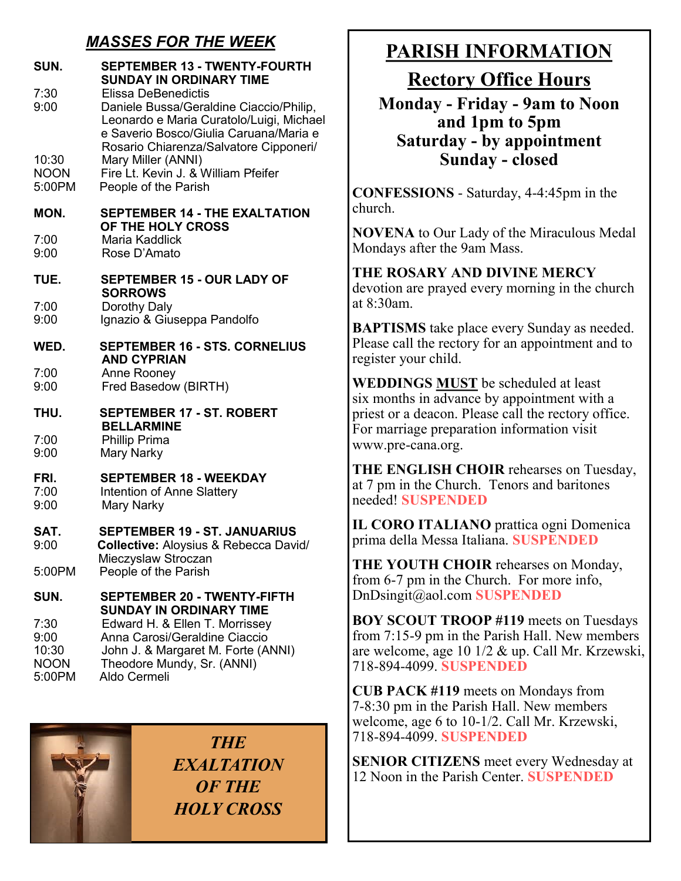## *MASSES FOR THE WEEK*

**SUN. — SEPTEMBER 13 - TWENTY-FOURTH SUNDAY IN ORDINARY TIME**

| | |
|---|---|
| 7:30 | Elissa DeBenedictis |
| 9:00 | Daniele Bussa/Geraldine Ciaccio/Philip, Leonardo e Maria Curatolo/Luigi, Michael e Saverio Bosco/Giulia Caruana/Maria e Rosario Chiarenza/Salvatore Cipponeri/ |
| 10:30 | Mary Miller (ANNI) |
| NOON | Fire Lt. Kevin J. & William Pfeifer |
| 5:00PM | People of the Parish |

**MON. — SEPTEMBER 14 - THE EXALTATION OF THE HOLY CROSS**

| | |
|---|---|
| 7:00 | Maria Kaddlick |
| 9:00 | Rose D'Amato |

**TUE. — SEPTEMBER 15 - OUR LADY OF SORROWS**

| | |
|---|---|
| 7:00 | Dorothy Daly |
| 9:00 | Ignazio & Giuseppa Pandolfo |

**WED. — SEPTEMBER 16 - STS. CORNELIUS AND CYPRIAN**

| | |
|---|---|
| 7:00 | Anne Rooney |
| 9:00 | Fred Basedow (BIRTH) |

**THU. — SEPTEMBER 17 - ST. ROBERT BELLARMINE**

| | |
|---|---|
| 7:00 | Phillip Prima |
| 9:00 | Mary Narky |

**FRI. — SEPTEMBER 18 - WEEKDAY**

| | |
|---|---|
| 7:00 | Intention of Anne Slattery |
| 9:00 | Mary Narky |

**SAT. — SEPTEMBER 19 - ST. JANUARIUS**

| | |
|---|---|
| 9:00 | **Collective:** Aloysius & Rebecca David/ Mieczyslaw Stroczan |
| 5:00PM | People of the Parish |

**SUN. — SEPTEMBER 20 - TWENTY-FIFTH SUNDAY IN ORDINARY TIME**

| | |
|---|---|
| 7:30 | Edward H. & Ellen T. Morrissey |
| 9:00 | Anna Carosi/Geraldine Ciaccio |
| 10:30 | John J. & Margaret M. Forte (ANNI) |
| NOON | Theodore Mundy, Sr. (ANNI) |
| 5:00PM | Aldo Cermeli |

***THE EXALTATION OF THE HOLY CROSS***

# PARISH INFORMATION

## Rectory Office Hours

**Monday - Friday - 9am to Noon and 1pm to 5pm**
**Saturday - by appointment**
**Sunday - closed**

**CONFESSIONS** - Saturday, 4-4:45pm in the church.

**NOVENA** to Our Lady of the Miraculous Medal Mondays after the 9am Mass.

**THE ROSARY AND DIVINE MERCY** devotion are prayed every morning in the church at 8:30am.

**BAPTISMS** take place every Sunday as needed. Please call the rectory for an appointment and to register your child.

**WEDDINGS MUST** be scheduled at least six months in advance by appointment with a priest or a deacon. Please call the rectory office. For marriage preparation information visit www.pre-cana.org.

**THE ENGLISH CHOIR** rehearses on Tuesday, at 7 pm in the Church. Tenors and baritones needed! **SUSPENDED**

**IL CORO ITALIANO** prattica ogni Domenica prima della Messa Italiana. **SUSPENDED**

**THE YOUTH CHOIR** rehearses on Monday, from 6-7 pm in the Church. For more info, DnDsingit@aol.com **SUSPENDED**

**BOY SCOUT TROOP #119** meets on Tuesdays from 7:15-9 pm in the Parish Hall. New members are welcome, age 10 1/2 & up. Call Mr. Krzewski, 718-894-4099. **SUSPENDED**

**CUB PACK #119** meets on Mondays from 7-8:30 pm in the Parish Hall. New members welcome, age 6 to 10-1/2. Call Mr. Krzewski, 718-894-4099. **SUSPENDED**

**SENIOR CITIZENS** meet every Wednesday at 12 Noon in the Parish Center. **SUSPENDED**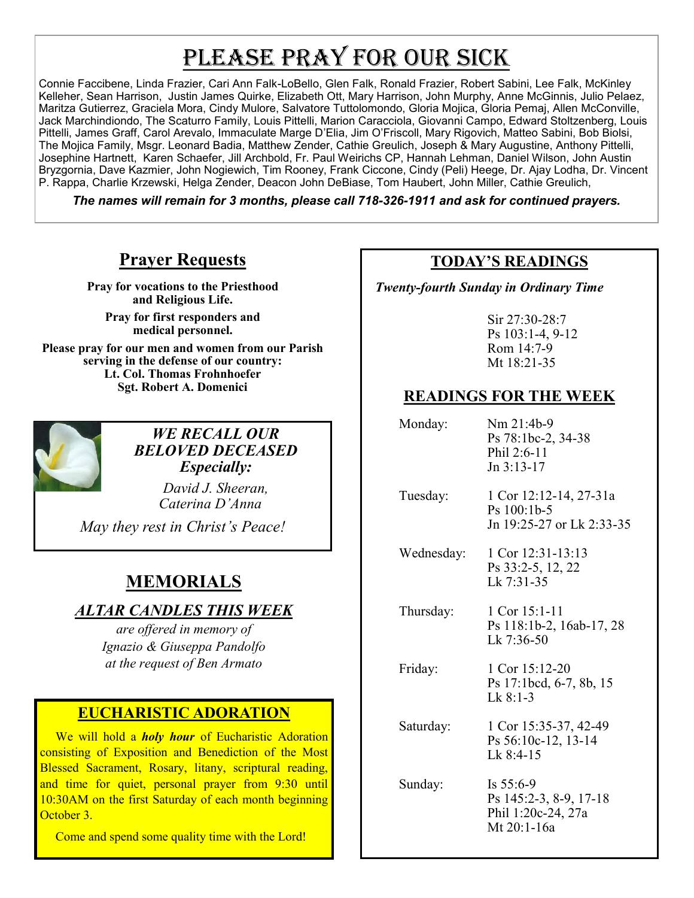# Please Pray for Our Sick

Connie Faccibene, Linda Frazier, Cari Ann Falk-LoBello, Glen Falk, Ronald Frazier, Robert Sabini, Lee Falk, McKinley Kelleher, Sean Harrison, Justin James Quirke, Elizabeth Ott, Mary Harrison, John Murphy, Anne McGinnis, Julio Pelaez, Maritza Gutierrez, Graciela Mora, Cindy Mulore, Salvatore Tuttolomondo, Gloria Mojica, Gloria Pemaj, Allen McConville, Jack Marchindiondo, The Scaturro Family, Louis Pittelli, Marion Caracciola, Giovanni Campo, Edward Stoltzenberg, Louis Pittelli, James Graff, Carol Arevalo, Immaculate Marge D'Elia, Jim O'Friscoll, Mary Rigovich, Matteo Sabini, Bob Biolsi, The Mojica Family, Msgr. Leonard Badia, Matthew Zender, Cathie Greulich, Joseph & Mary Augustine, Anthony Pittelli, Josephine Hartnett, Karen Schaefer, Jill Archbold, Fr. Paul Weirichs CP, Hannah Lehman, Daniel Wilson, John Austin Bryzgornia, Dave Kazmier, John Nogiewich, Tim Rooney, Frank Ciccone, Cindy (Peli) Heege, Dr. Ajay Lodha, Dr. Vincent P. Rappa, Charlie Krzewski, Helga Zender, Deacon John DeBiase, Tom Haubert, John Miller, Cathie Greulich,

***The names will remain for 3 months, please call 718-326-1911 and ask for continued prayers.***

## Prayer Requests

**Pray for vocations to the Priesthood and Religious Life.**

**Pray for first responders and medical personnel.**

**Please pray for our men and women from our Parish serving in the defense of our country:**
**Lt. Col. Thomas Frohnhoefer**
**Sgt. Robert A. Domenici**

***WE RECALL OUR BELOVED DECEASED Especially:***

*David J. Sheeran,*
*Caterina D'Anna*

*May they rest in Christ's Peace!*

## MEMORIALS

### *ALTAR CANDLES THIS WEEK*

*are offered in memory of*
*Ignazio & Giuseppa Pandolfo*
*at the request of Ben Armato*

## EUCHARISTIC ADORATION

We will hold a ***holy hour*** of Eucharistic Adoration consisting of Exposition and Benediction of the Most Blessed Sacrament, Rosary, litany, scriptural reading, and time for quiet, personal prayer from 9:30 until 10:30AM on the first Saturday of each month beginning October 3.

Come and spend some quality time with the Lord!

## TODAY'S READINGS

***Twenty-fourth Sunday in Ordinary Time***

Sir 27:30-28:7
Ps 103:1-4, 9-12
Rom 14:7-9
Mt 18:21-35

## READINGS FOR THE WEEK

| | |
|---|---|
| Monday: | Nm 21:4b-9<br>Ps 78:1bc-2, 34-38<br>Phil 2:6-11<br>Jn 3:13-17 |
| Tuesday: | 1 Cor 12:12-14, 27-31a<br>Ps 100:1b-5<br>Jn 19:25-27 or Lk 2:33-35 |
| Wednesday: | 1 Cor 12:31-13:13<br>Ps 33:2-5, 12, 22<br>Lk 7:31-35 |
| Thursday: | 1 Cor 15:1-11<br>Ps 118:1b-2, 16ab-17, 28<br>Lk 7:36-50 |
| Friday: | 1 Cor 15:12-20<br>Ps 17:1bcd, 6-7, 8b, 15<br>Lk 8:1-3 |
| Saturday: | 1 Cor 15:35-37, 42-49<br>Ps 56:10c-12, 13-14<br>Lk 8:4-15 |
| Sunday: | Is 55:6-9<br>Ps 145:2-3, 8-9, 17-18<br>Phil 1:20c-24, 27a<br>Mt 20:1-16a |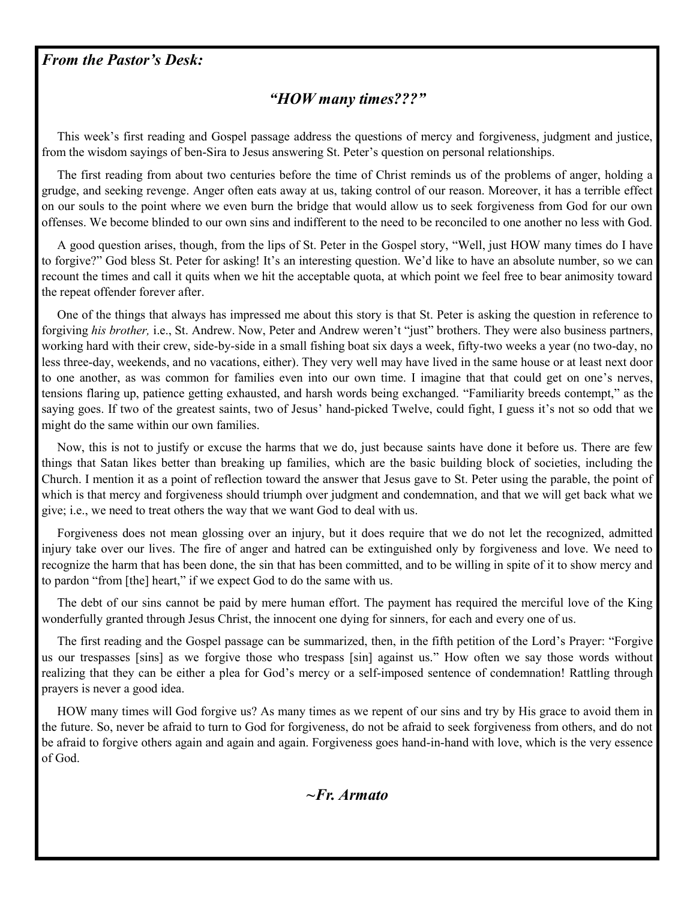***From the Pastor's Desk:***

## *"HOW many times???"*

This week's first reading and Gospel passage address the questions of mercy and forgiveness, judgment and justice, from the wisdom sayings of ben-Sira to Jesus answering St. Peter's question on personal relationships.

The first reading from about two centuries before the time of Christ reminds us of the problems of anger, holding a grudge, and seeking revenge. Anger often eats away at us, taking control of our reason. Moreover, it has a terrible effect on our souls to the point where we even burn the bridge that would allow us to seek forgiveness from God for our own offenses. We become blinded to our own sins and indifferent to the need to be reconciled to one another no less with God.

A good question arises, though, from the lips of St. Peter in the Gospel story, "Well, just HOW many times do I have to forgive?" God bless St. Peter for asking! It's an interesting question. We'd like to have an absolute number, so we can recount the times and call it quits when we hit the acceptable quota, at which point we feel free to bear animosity toward the repeat offender forever after.

One of the things that always has impressed me about this story is that St. Peter is asking the question in reference to forgiving *his brother,* i.e., St. Andrew. Now, Peter and Andrew weren't "just" brothers. They were also business partners, working hard with their crew, side-by-side in a small fishing boat six days a week, fifty-two weeks a year (no two-day, no less three-day, weekends, and no vacations, either). They very well may have lived in the same house or at least next door to one another, as was common for families even into our own time. I imagine that that could get on one's nerves, tensions flaring up, patience getting exhausted, and harsh words being exchanged. "Familiarity breeds contempt," as the saying goes. If two of the greatest saints, two of Jesus' hand-picked Twelve, could fight, I guess it's not so odd that we might do the same within our own families.

Now, this is not to justify or excuse the harms that we do, just because saints have done it before us. There are few things that Satan likes better than breaking up families, which are the basic building block of societies, including the Church. I mention it as a point of reflection toward the answer that Jesus gave to St. Peter using the parable, the point of which is that mercy and forgiveness should triumph over judgment and condemnation, and that we will get back what we give; i.e., we need to treat others the way that we want God to deal with us.

Forgiveness does not mean glossing over an injury, but it does require that we do not let the recognized, admitted injury take over our lives. The fire of anger and hatred can be extinguished only by forgiveness and love. We need to recognize the harm that has been done, the sin that has been committed, and to be willing in spite of it to show mercy and to pardon "from [the] heart," if we expect God to do the same with us.

The debt of our sins cannot be paid by mere human effort. The payment has required the merciful love of the King wonderfully granted through Jesus Christ, the innocent one dying for sinners, for each and every one of us.

The first reading and the Gospel passage can be summarized, then, in the fifth petition of the Lord's Prayer: "Forgive us our trespasses [sins] as we forgive those who trespass [sin] against us." How often we say those words without realizing that they can be either a plea for God's mercy or a self-imposed sentence of condemnation! Rattling through prayers is never a good idea.

HOW many times will God forgive us? As many times as we repent of our sins and try by His grace to avoid them in the future. So, never be afraid to turn to God for forgiveness, do not be afraid to seek forgiveness from others, and do not be afraid to forgive others again and again and again. Forgiveness goes hand-in-hand with love, which is the very essence of God.

***~Fr. Armato***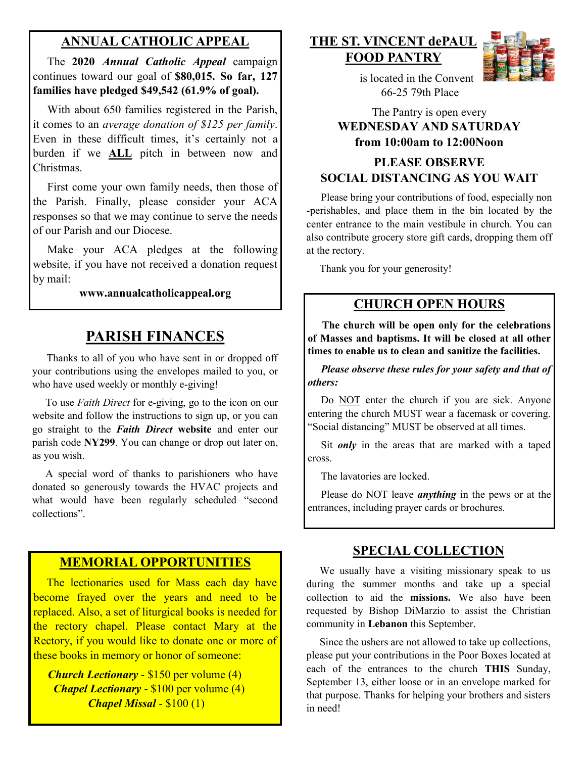## ANNUAL CATHOLIC APPEAL

The **2020** ***Annual Catholic Appeal*** campaign continues toward our goal of **$80,015. So far, 127 families have pledged $49,542 (61.9% of goal).**

With about 650 families registered in the Parish, it comes to an *average donation of $125 per family*. Even in these difficult times, it's certainly not a burden if we **ALL** pitch in between now and Christmas.

First come your own family needs, then those of the Parish. Finally, please consider your ACA responses so that we may continue to serve the needs of our Parish and our Diocese.

Make your ACA pledges at the following website, if you have not received a donation request by mail:

**www.annualcatholicappeal.org**

## PARISH FINANCES

Thanks to all of you who have sent in or dropped off your contributions using the envelopes mailed to you, or who have used weekly or monthly e-giving!

To use *Faith Direct* for e-giving, go to the icon on our website and follow the instructions to sign up, or you can go straight to the ***Faith Direct*** **website** and enter our parish code **NY299**. You can change or drop out later on, as you wish.

A special word of thanks to parishioners who have donated so generously towards the HVAC projects and what would have been regularly scheduled "second collections".

## MEMORIAL OPPORTUNITIES

The lectionaries used for Mass each day have become frayed over the years and need to be replaced. Also, a set of liturgical books is needed for the rectory chapel. Please contact Mary at the Rectory, if you would like to donate one or more of these books in memory or honor of someone:

***Church Lectionary*** - $150 per volume (4)
***Chapel Lectionary*** - $100 per volume (4)
***Chapel Missal*** - $100 (1)

## THE ST. VINCENT dePAUL FOOD PANTRY

is located in the Convent
66-25 79th Place

The Pantry is open every
**WEDNESDAY AND SATURDAY from 10:00am to 12:00Noon**

**PLEASE OBSERVE SOCIAL DISTANCING AS YOU WAIT**

Please bring your contributions of food, especially non-perishables, and place them in the bin located by the center entrance to the main vestibule in church. You can also contribute grocery store gift cards, dropping them off at the rectory.

Thank you for your generosity!

## CHURCH OPEN HOURS

**The church will be open only for the celebrations of Masses and baptisms. It will be closed at all other times to enable us to clean and sanitize the facilities.**

***Please observe these rules for your safety and that of others:***

Do NOT enter the church if you are sick. Anyone entering the church MUST wear a facemask or covering. "Social distancing" MUST be observed at all times.

Sit ***only*** in the areas that are marked with a taped cross.

The lavatories are locked.

Please do NOT leave ***anything*** in the pews or at the entrances, including prayer cards or brochures.

## SPECIAL COLLECTION

We usually have a visiting missionary speak to us during the summer months and take up a special collection to aid the **missions.** We also have been requested by Bishop DiMarzio to assist the Christian community in **Lebanon** this September.

Since the ushers are not allowed to take up collections, please put your contributions in the Poor Boxes located at each of the entrances to the church **THIS** Sunday, September 13, either loose or in an envelope marked for that purpose. Thanks for helping your brothers and sisters in need!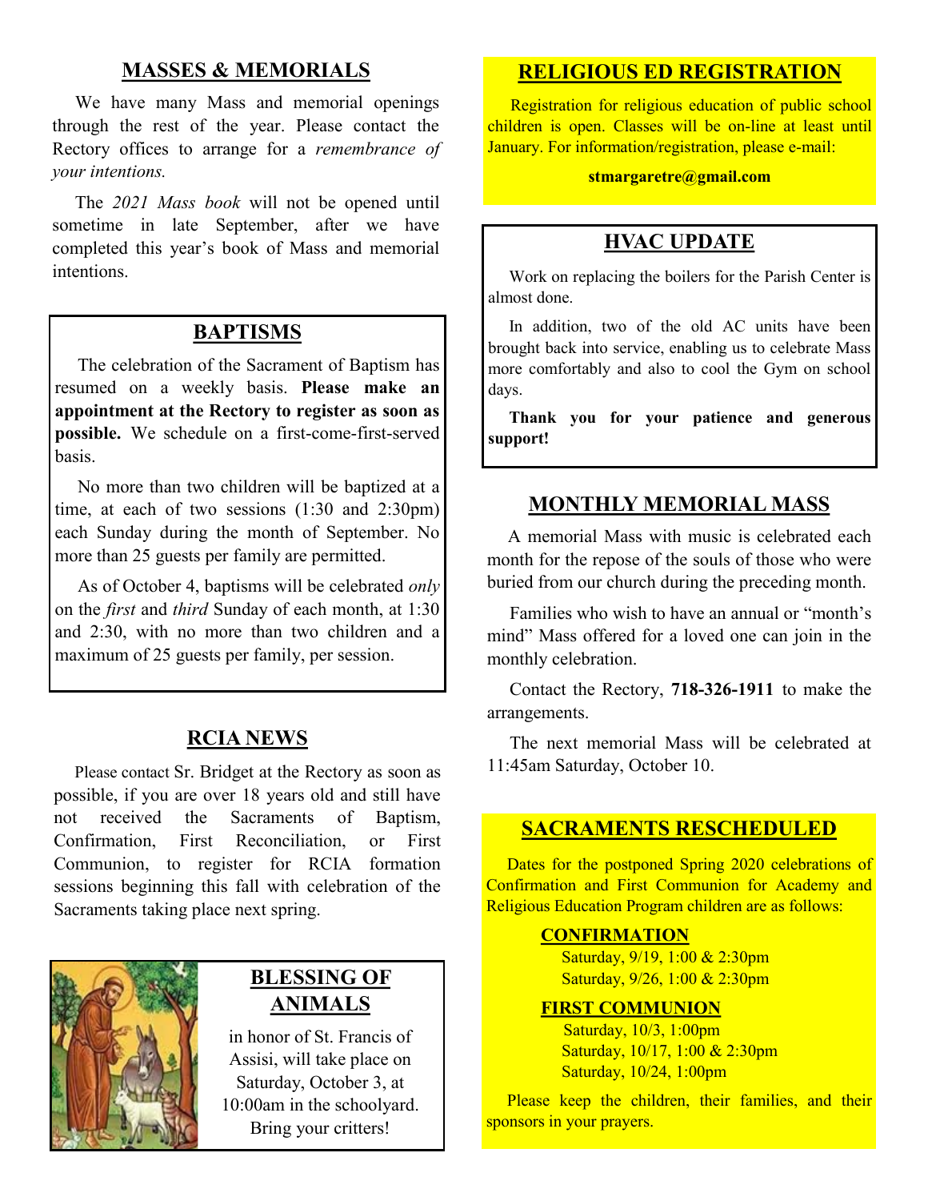## MASSES & MEMORIALS

We have many Mass and memorial openings through the rest of the year. Please contact the Rectory offices to arrange for a *remembrance of your intentions.*

The *2021 Mass book* will not be opened until sometime in late September, after we have completed this year's book of Mass and memorial intentions.

## BAPTISMS

The celebration of the Sacrament of Baptism has resumed on a weekly basis. **Please make an appointment at the Rectory to register as soon as possible.** We schedule on a first-come-first-served basis.

No more than two children will be baptized at a time, at each of two sessions (1:30 and 2:30pm) each Sunday during the month of September. No more than 25 guests per family are permitted.

As of October 4, baptisms will be celebrated *only* on the *first* and *third* Sunday of each month, at 1:30 and 2:30, with no more than two children and a maximum of 25 guests per family, per session.

## RCIA NEWS

Please contact Sr. Bridget at the Rectory as soon as possible, if you are over 18 years old and still have not received the Sacraments of Baptism, Confirmation, First Reconciliation, or First Communion, to register for RCIA formation sessions beginning this fall with celebration of the Sacraments taking place next spring.

## BLESSING OF ANIMALS

in honor of St. Francis of Assisi, will take place on Saturday, October 3, at 10:00am in the schoolyard. Bring your critters!

## RELIGIOUS ED REGISTRATION

Registration for religious education of public school children is open. Classes will be on-line at least until January. For information/registration, please e-mail:

**stmargaretre@gmail.com**

## HVAC UPDATE

Work on replacing the boilers for the Parish Center is almost done.

In addition, two of the old AC units have been brought back into service, enabling us to celebrate Mass more comfortably and also to cool the Gym on school days.

**Thank you for your patience and generous support!**

## MONTHLY MEMORIAL MASS

A memorial Mass with music is celebrated each month for the repose of the souls of those who were buried from our church during the preceding month.

Families who wish to have an annual or "month's mind" Mass offered for a loved one can join in the monthly celebration.

Contact the Rectory, **718-326-1911** to make the arrangements.

The next memorial Mass will be celebrated at 11:45am Saturday, October 10.

## SACRAMENTS RESCHEDULED

Dates for the postponed Spring 2020 celebrations of Confirmation and First Communion for Academy and Religious Education Program children are as follows:

### CONFIRMATION

Saturday, 9/19, 1:00 & 2:30pm
Saturday, 9/26, 1:00 & 2:30pm

### FIRST COMMUNION

Saturday, 10/3, 1:00pm
Saturday, 10/17, 1:00 & 2:30pm
Saturday, 10/24, 1:00pm

Please keep the children, their families, and their sponsors in your prayers.